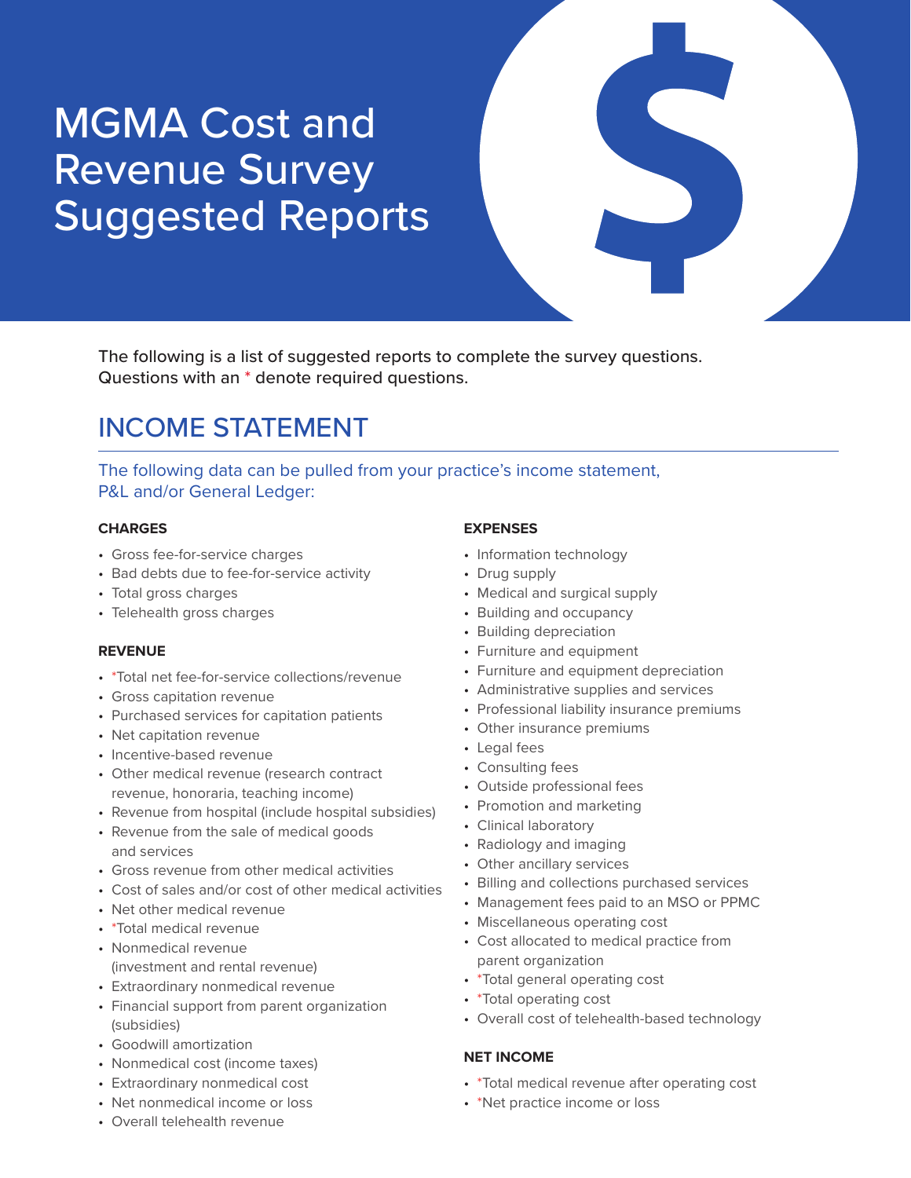# MGMA Cost and Revenue Survey Suggested Reports

The following is a list of suggested reports to complete the survey questions. Questions with an * denote required questions.

## INCOME STATEMENT

The following data can be pulled from your practice's income statement, P&L and/or General Ledger:

### CHARGES

- Gross fee-for-service charges
- Bad debts due to fee-for-service activity
- Total gross charges
- Telehealth gross charges

### REVENUE

- *Total net fee-for-service collections/revenue
- Gross capitation revenue
- Purchased services for capitation patients
- Net capitation revenue
- Incentive-based revenue
- Other medical revenue (research contract revenue, honoraria, teaching income)
- Revenue from hospital (include hospital subsidies)
- Revenue from the sale of medical goods and services
- Gross revenue from other medical activities
- Cost of sales and/or cost of other medical activities
- Net other medical revenue
- *Total medical revenue
- Nonmedical revenue (investment and rental revenue)
- Extraordinary nonmedical revenue
- Financial support from parent organization (subsidies)
- Goodwill amortization
- Nonmedical cost (income taxes)
- Extraordinary nonmedical cost
- Net nonmedical income or loss
- Overall telehealth revenue

### EXPENSES

- Information technology
- Drug supply
- Medical and surgical supply
- Building and occupancy
- Building depreciation
- Furniture and equipment
- Furniture and equipment depreciation
- Administrative supplies and services
- Professional liability insurance premiums
- Other insurance premiums
- Legal fees
- Consulting fees
- Outside professional fees
- Promotion and marketing
- Clinical laboratory
- Radiology and imaging
- Other ancillary services
- Billing and collections purchased services
- Management fees paid to an MSO or PPMC
- Miscellaneous operating cost
- Cost allocated to medical practice from parent organization
- *Total general operating cost
- *Total operating cost
- Overall cost of telehealth-based technology

### NET INCOME

- *Total medical revenue after operating cost
- *Net practice income or loss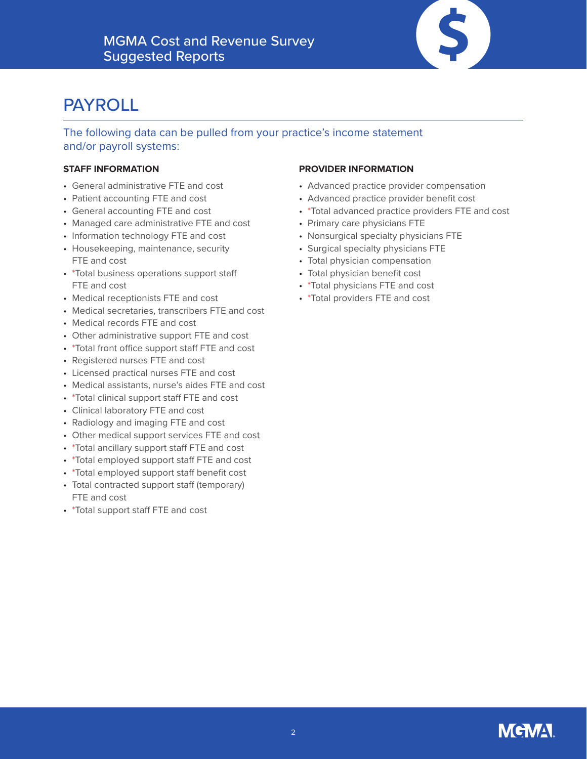# PAYROLL

The following data can be pulled from your practice's income statement and/or payroll systems:

### STAFF INFORMATION

- General administrative FTE and cost
- Patient accounting FTE and cost
- General accounting FTE and cost
- Managed care administrative FTE and cost
- Information technology FTE and cost
- Housekeeping, maintenance, security FTE and cost
- *Total business operations support staff FTE and cost
- Medical receptionists FTE and cost
- Medical secretaries, transcribers FTE and cost
- Medical records FTE and cost
- Other administrative support FTE and cost
- *Total front office support staff FTE and cost
- Registered nurses FTE and cost
- Licensed practical nurses FTE and cost
- Medical assistants, nurse's aides FTE and cost
- *Total clinical support staff FTE and cost
- Clinical laboratory FTE and cost
- Radiology and imaging FTE and cost
- Other medical support services FTE and cost
- *Total ancillary support staff FTE and cost
- *Total employed support staff FTE and cost
- *Total employed support staff benefit cost
- Total contracted support staff (temporary) FTE and cost
- *Total support staff FTE and cost

### PROVIDER INFORMATION

- Advanced practice provider compensation
- Advanced practice provider benefit cost
- *Total advanced practice providers FTE and cost
- Primary care physicians FTE
- Nonsurgical specialty physicians FTE
- Surgical specialty physicians FTE
- Total physician compensation
- Total physician benefit cost
- *Total physicians FTE and cost
- *Total providers FTE and cost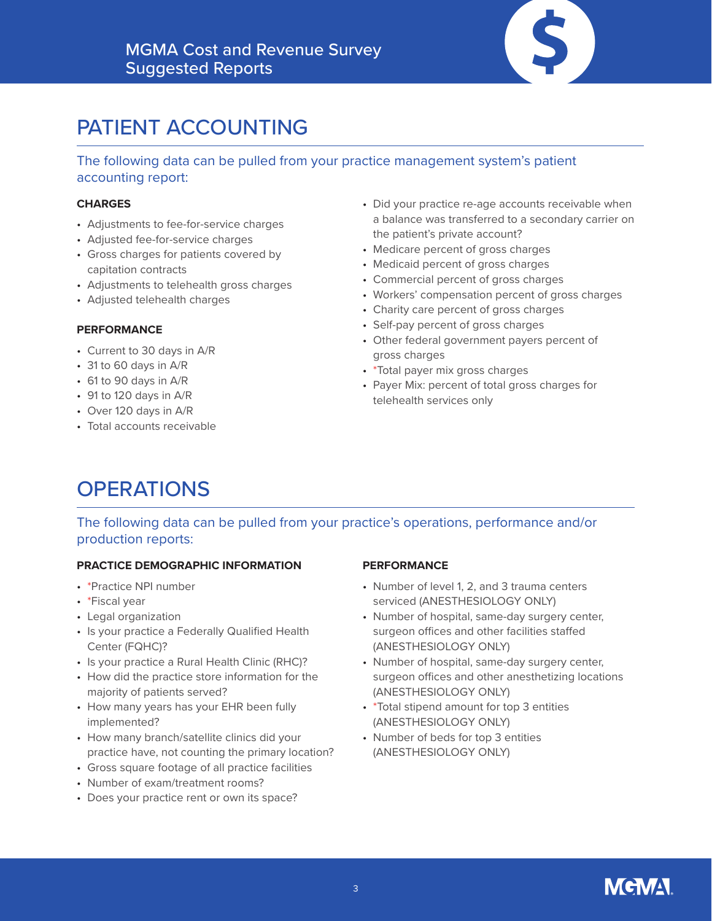# PATIENT ACCOUNTING

The following data can be pulled from your practice management system's patient accounting report:

### CHARGES

- Adjustments to fee-for-service charges
- Adjusted fee-for-service charges
- Gross charges for patients covered by capitation contracts
- Adjustments to telehealth gross charges
- Adjusted telehealth charges

### PERFORMANCE

- Current to 30 days in A/R
- 31 to 60 days in A/R
- 61 to 90 days in A/R
- 91 to 120 days in A/R
- Over 120 days in A/R
- Total accounts receivable
- Did your practice re-age accounts receivable when a balance was transferred to a secondary carrier on the patient's private account?
- Medicare percent of gross charges
- Medicaid percent of gross charges
- Commercial percent of gross charges
- Workers' compensation percent of gross charges
- Charity care percent of gross charges
- Self-pay percent of gross charges
- Other federal government payers percent of gross charges
- *Total payer mix gross charges
- Payer Mix: percent of total gross charges for telehealth services only

# OPERATIONS

The following data can be pulled from your practice's operations, performance and/or production reports:

### PRACTICE DEMOGRAPHIC INFORMATION

- *Practice NPI number
- *Fiscal year
- Legal organization
- Is your practice a Federally Qualified Health Center (FQHC)?
- Is your practice a Rural Health Clinic (RHC)?
- How did the practice store information for the majority of patients served?
- How many years has your EHR been fully implemented?
- How many branch/satellite clinics did your practice have, not counting the primary location?
- Gross square footage of all practice facilities
- Number of exam/treatment rooms?
- Does your practice rent or own its space?

### PERFORMANCE

- Number of level 1, 2, and 3 trauma centers serviced (ANESTHESIOLOGY ONLY)
- Number of hospital, same-day surgery center, surgeon offices and other facilities staffed (ANESTHESIOLOGY ONLY)
- Number of hospital, same-day surgery center, surgeon offices and other anesthetizing locations (ANESTHESIOLOGY ONLY)
- *Total stipend amount for top 3 entities (ANESTHESIOLOGY ONLY)
- Number of beds for top 3 entities (ANESTHESIOLOGY ONLY)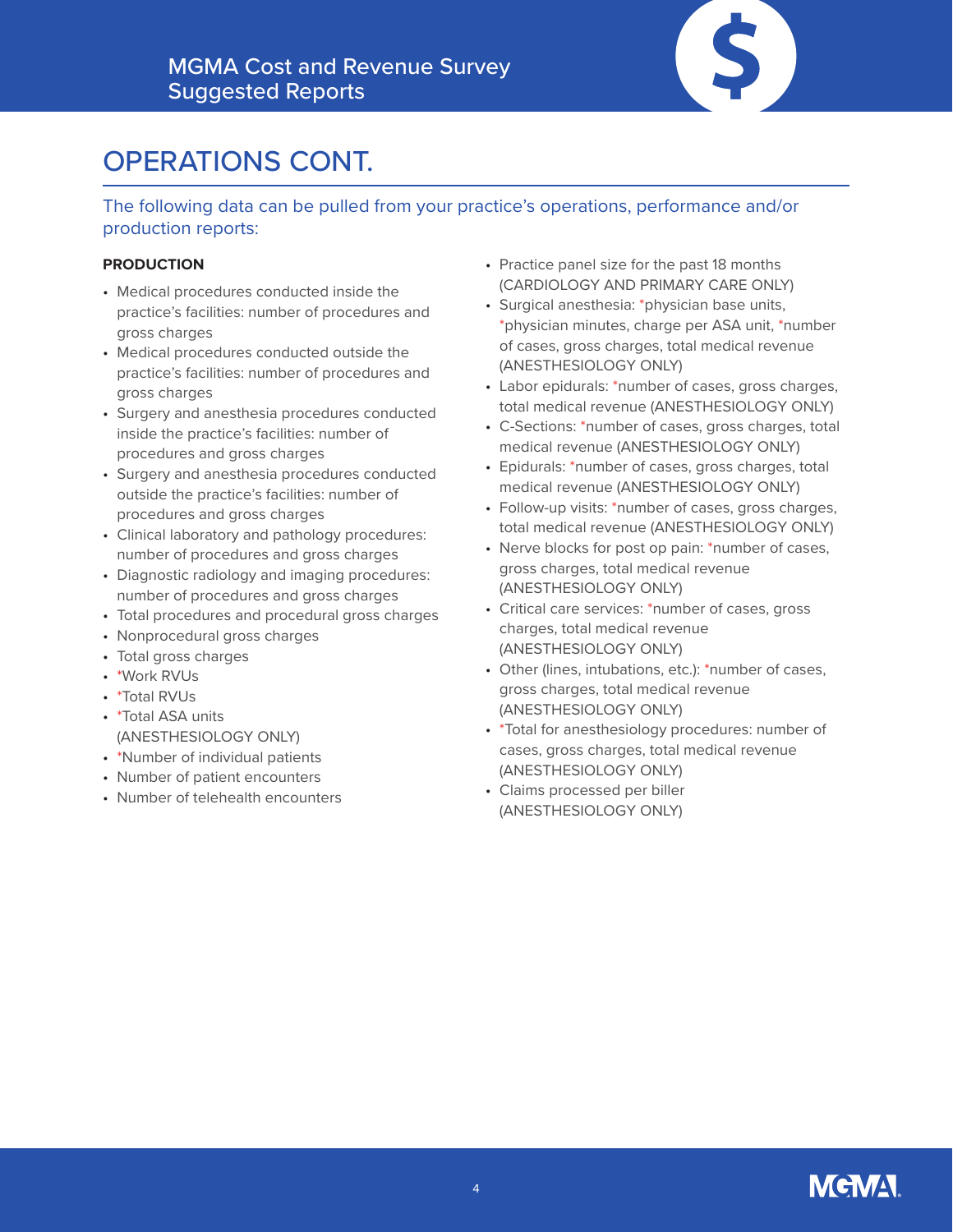# OPERATIONS CONT.

The following data can be pulled from your practice's operations, performance and/or production reports:

**PRODUCTION**

- Medical procedures conducted inside the practice's facilities: number of procedures and gross charges
- Medical procedures conducted outside the practice's facilities: number of procedures and gross charges
- Surgery and anesthesia procedures conducted inside the practice's facilities: number of procedures and gross charges
- Surgery and anesthesia procedures conducted outside the practice's facilities: number of procedures and gross charges
- Clinical laboratory and pathology procedures: number of procedures and gross charges
- Diagnostic radiology and imaging procedures: number of procedures and gross charges
- Total procedures and procedural gross charges
- Nonprocedural gross charges
- Total gross charges
- *Work RVUs
- *Total RVUs
- *Total ASA units (ANESTHESIOLOGY ONLY)
- *Number of individual patients
- Number of patient encounters
- Number of telehealth encounters
- Practice panel size for the past 18 months (CARDIOLOGY AND PRIMARY CARE ONLY)
- Surgical anesthesia: *physician base units, *physician minutes, charge per ASA unit, *number of cases, gross charges, total medical revenue (ANESTHESIOLOGY ONLY)
- Labor epidurals: *number of cases, gross charges, total medical revenue (ANESTHESIOLOGY ONLY)
- C-Sections: *number of cases, gross charges, total medical revenue (ANESTHESIOLOGY ONLY)
- Epidurals: *number of cases, gross charges, total medical revenue (ANESTHESIOLOGY ONLY)
- Follow-up visits: *number of cases, gross charges, total medical revenue (ANESTHESIOLOGY ONLY)
- Nerve blocks for post op pain: *number of cases, gross charges, total medical revenue (ANESTHESIOLOGY ONLY)
- Critical care services: *number of cases, gross charges, total medical revenue (ANESTHESIOLOGY ONLY)
- Other (lines, intubations, etc.): *number of cases, gross charges, total medical revenue (ANESTHESIOLOGY ONLY)
- *Total for anesthesiology procedures: number of cases, gross charges, total medical revenue (ANESTHESIOLOGY ONLY)
- Claims processed per biller (ANESTHESIOLOGY ONLY)